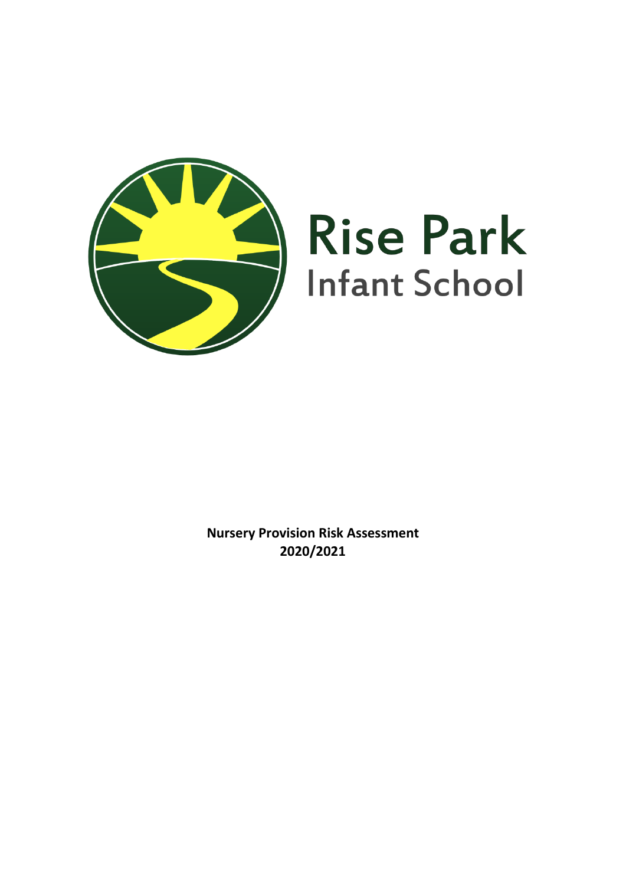Rise Park
Infant School

**Nursery Provision Risk Assessment**
**2020/2021**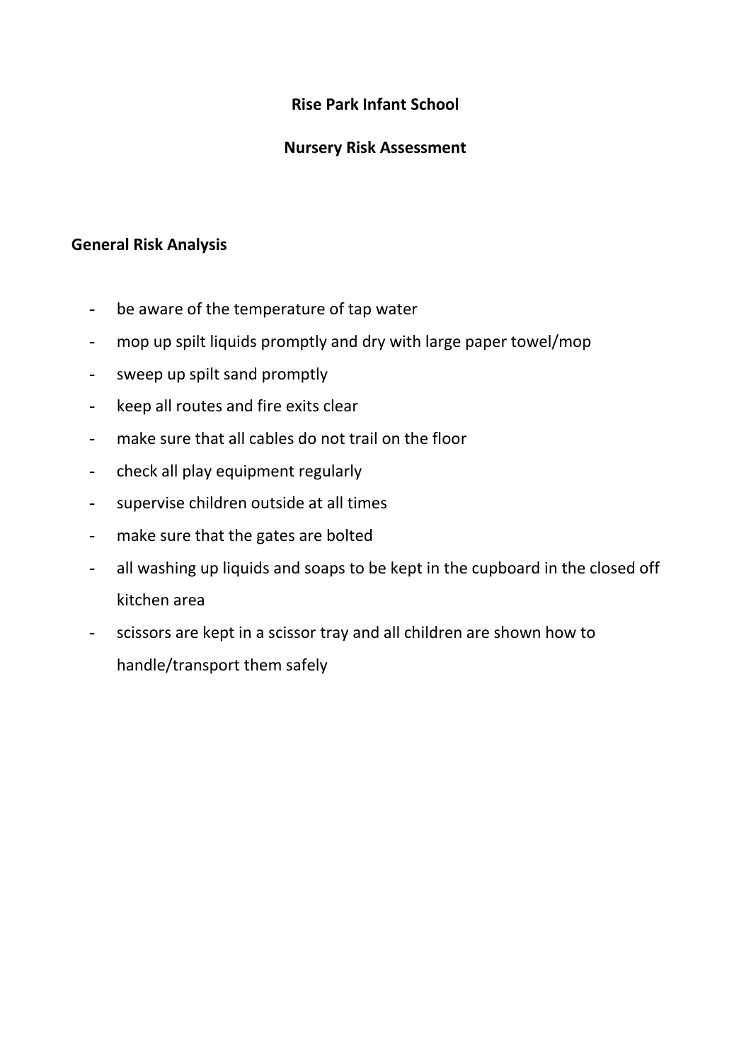**Rise Park Infant School**

**Nursery Risk Assessment**

**General Risk Analysis**

- be aware of the temperature of tap water
- mop up spilt liquids promptly and dry with large paper towel/mop
- sweep up spilt sand promptly
- keep all routes and fire exits clear
- make sure that all cables do not trail on the floor
- check all play equipment regularly
- supervise children outside at all times
- make sure that the gates are bolted
- all washing up liquids and soaps to be kept in the cupboard in the closed off kitchen area
- scissors are kept in a scissor tray and all children are shown how to handle/transport them safely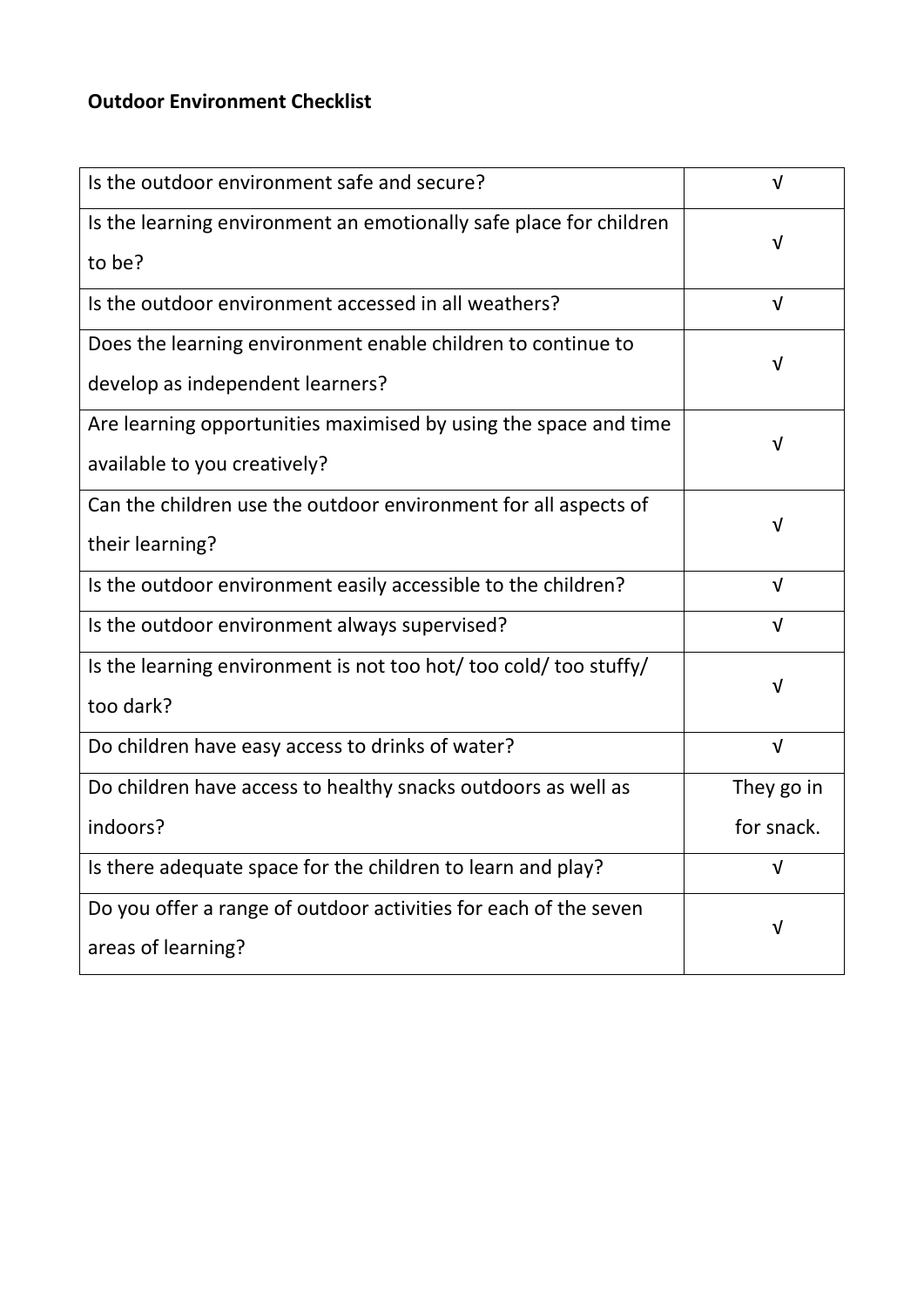**Outdoor Environment Checklist**

| Question | |
|---|---|
| Is the outdoor environment safe and secure? | √ |
| Is the learning environment an emotionally safe place for children to be? | √ |
| Is the outdoor environment accessed in all weathers? | √ |
| Does the learning environment enable children to continue to develop as independent learners? | √ |
| Are learning opportunities maximised by using the space and time available to you creatively? | √ |
| Can the children use the outdoor environment for all aspects of their learning? | √ |
| Is the outdoor environment easily accessible to the children? | √ |
| Is the outdoor environment always supervised? | √ |
| Is the learning environment is not too hot/ too cold/ too stuffy/ too dark? | √ |
| Do children have easy access to drinks of water? | √ |
| Do children have access to healthy snacks outdoors as well as indoors? | They go in for snack. |
| Is there adequate space for the children to learn and play? | √ |
| Do you offer a range of outdoor activities for each of the seven areas of learning? | √ |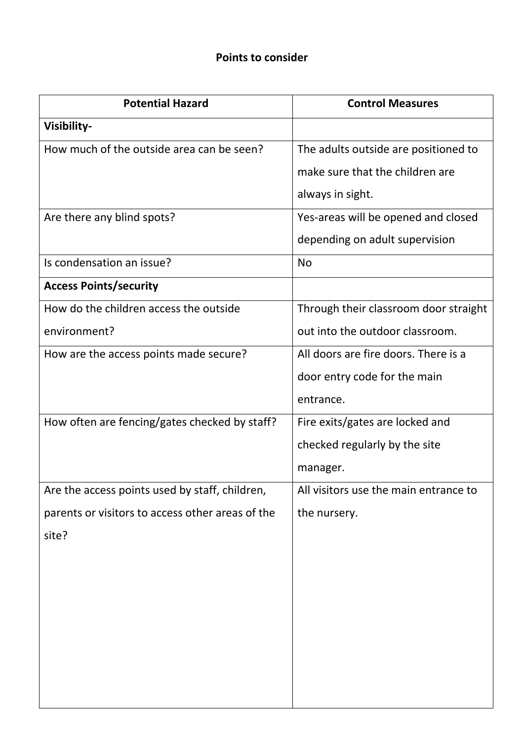**Points to consider**

| **Potential Hazard** | **Control Measures** |
| --- | --- |
| **Visibility-** | |
| How much of the outside area can be seen? | The adults outside are positioned to make sure that the children are always in sight. |
| Are there any blind spots? | Yes-areas will be opened and closed depending on adult supervision |
| Is condensation an issue? | No |
| **Access Points/security** | |
| How do the children access the outside environment? | Through their classroom door straight out into the outdoor classroom. |
| How are the access points made secure? | All doors are fire doors. There is a door entry code for the main entrance. |
| How often are fencing/gates checked by staff? | Fire exits/gates are locked and checked regularly by the site manager. |
| Are the access points used by staff, children, parents or visitors to access other areas of the site? | All visitors use the main entrance to the nursery. |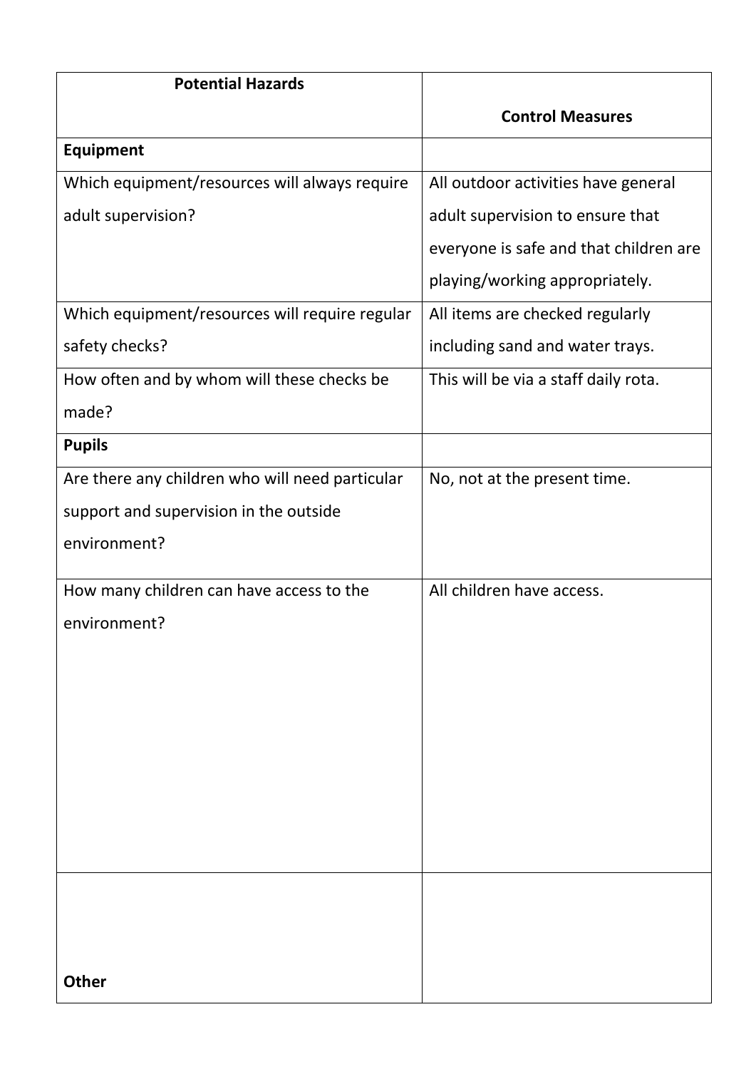| Potential Hazards | Control Measures |
|---|---|
| **Equipment** | |
| Which equipment/resources will always require adult supervision? | All outdoor activities have general adult supervision to ensure that everyone is safe and that children are playing/working appropriately. |
| Which equipment/resources will require regular safety checks? | All items are checked regularly including sand and water trays. |
| How often and by whom will these checks be made? | This will be via a staff daily rota. |
| **Pupils** | |
| Are there any children who will need particular support and supervision in the outside environment? | No, not at the present time. |
| How many children can have access to the environment? | All children have access. |
| **Other** | |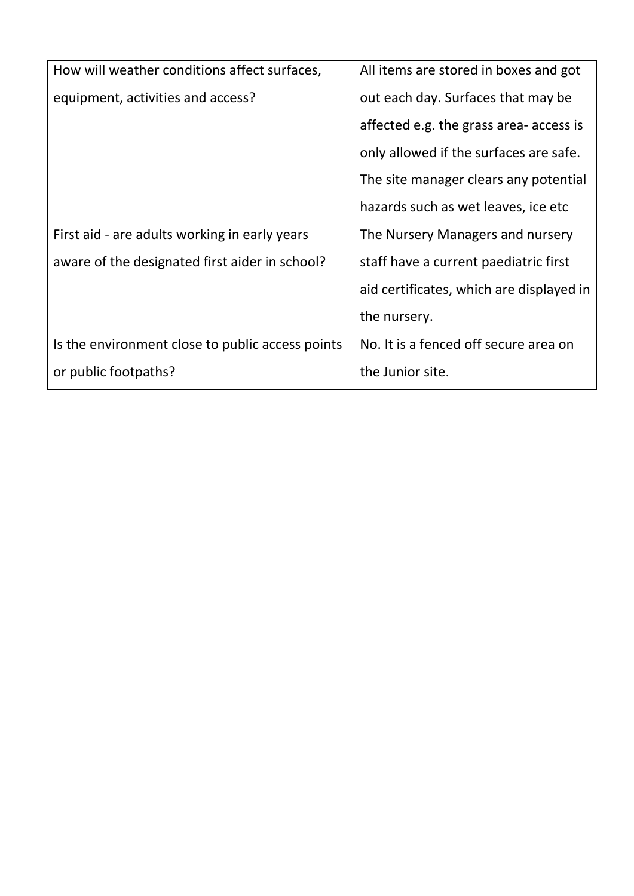| | |
|---|---|
| How will weather conditions affect surfaces, equipment, activities and access? | All items are stored in boxes and got out each day. Surfaces that may be affected e.g. the grass area- access is only allowed if the surfaces are safe. The site manager clears any potential hazards such as wet leaves, ice etc |
| First aid - are adults working in early years aware of the designated first aider in school? | The Nursery Managers and nursery staff have a current paediatric first aid certificates, which are displayed in the nursery. |
| Is the environment close to public access points or public footpaths? | No. It is a fenced off secure area on the Junior site. |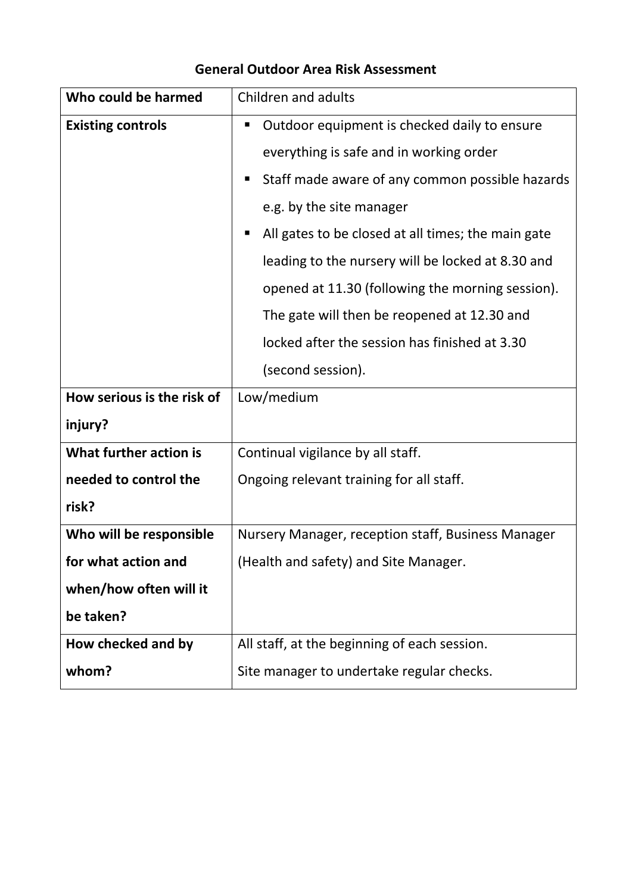# General Outdoor Area Risk Assessment

| **Who could be harmed** | Children and adults |
|---|---|
| **Existing controls** | ▪ Outdoor equipment is checked daily to ensure everything is safe and in working order<br>▪ Staff made aware of any common possible hazards e.g. by the site manager<br>▪ All gates to be closed at all times; the main gate leading to the nursery will be locked at 8.30 and opened at 11.30 (following the morning session). The gate will then be reopened at 12.30 and locked after the session has finished at 3.30 (second session). |
| **How serious is the risk of injury?** | Low/medium |
| **What further action is needed to control the risk?** | Continual vigilance by all staff.<br>Ongoing relevant training for all staff. |
| **Who will be responsible for what action and when/how often will it be taken?** | Nursery Manager, reception staff, Business Manager (Health and safety) and Site Manager. |
| **How checked and by whom?** | All staff, at the beginning of each session.<br>Site manager to undertake regular checks. |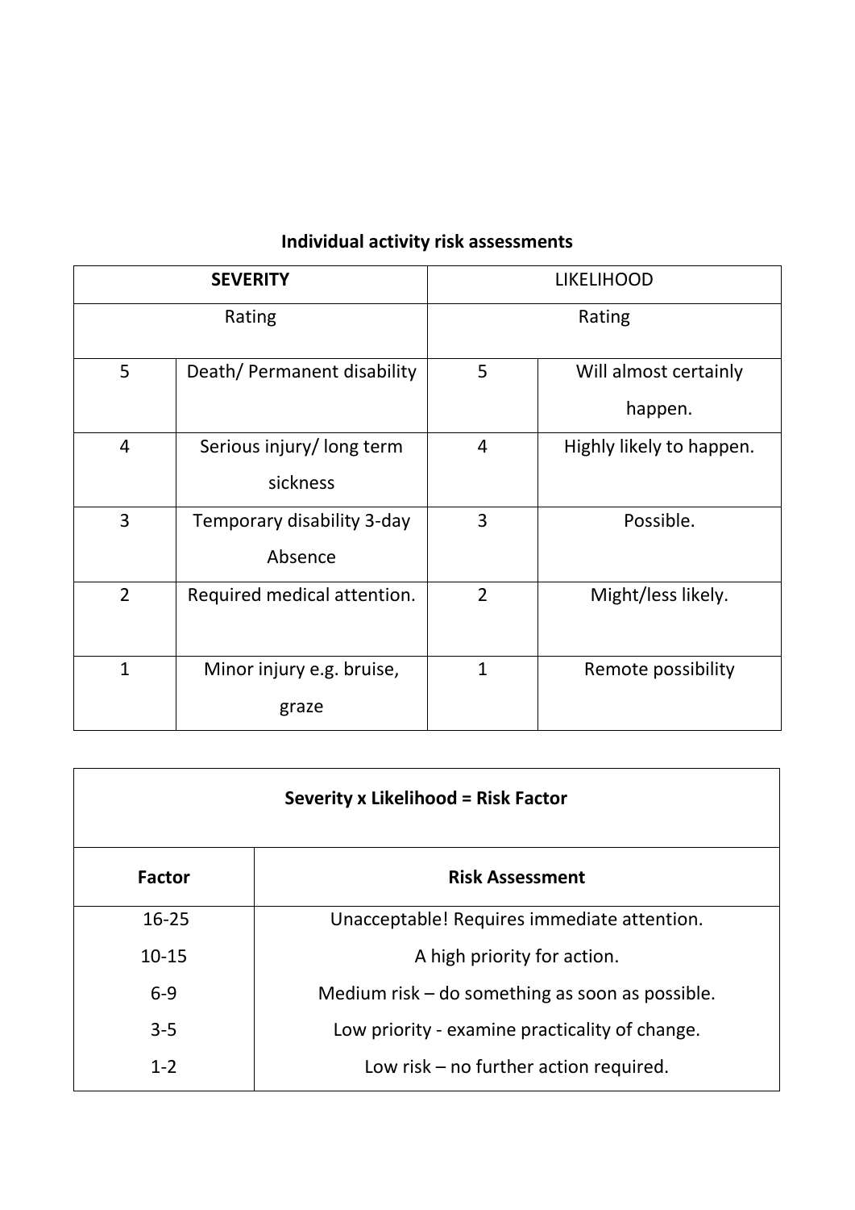## Individual activity risk assessments

| **SEVERITY** | | LIKELIHOOD | |
|---|---|---|---|
| Rating | | Rating | |
| 5 | Death/ Permanent disability | 5 | Will almost certainly happen. |
| 4 | Serious injury/ long term sickness | 4 | Highly likely to happen. |
| 3 | Temporary disability 3-day Absence | 3 | Possible. |
| 2 | Required medical attention. | 2 | Might/less likely. |
| 1 | Minor injury e.g. bruise, graze | 1 | Remote possibility |

| **Severity x Likelihood = Risk Factor** | |
|---|---|
| **Factor** | **Risk Assessment** |
| 16-25 | Unacceptable! Requires immediate attention. |
| 10-15 | A high priority for action. |
| 6-9 | Medium risk – do something as soon as possible. |
| 3-5 | Low priority - examine practicality of change. |
| 1-2 | Low risk – no further action required. |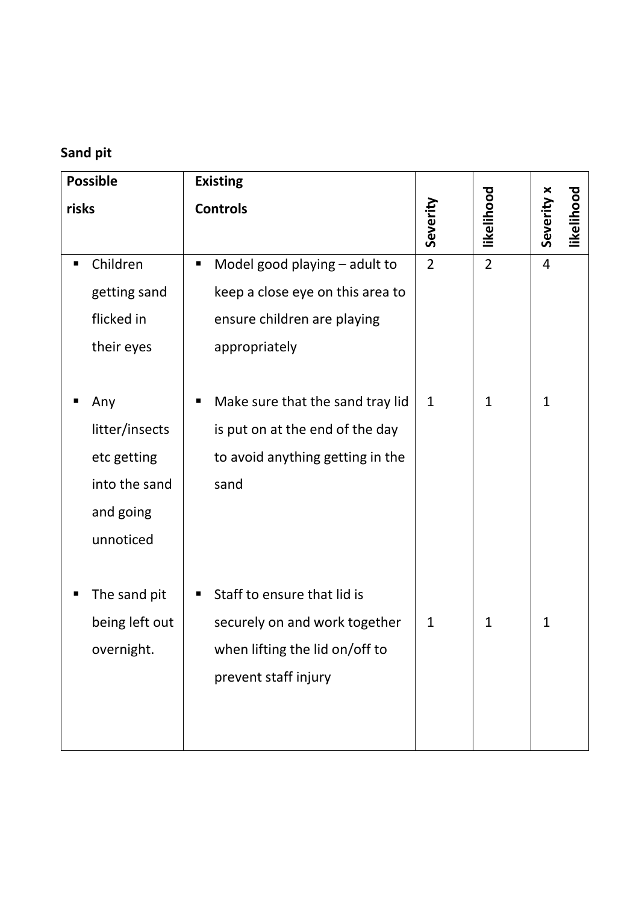**Sand pit**

| Possible risks | Existing Controls | Severity | likelihood | Severity x likelihood |
|---|---|---|---|---|
| ▪ Children getting sand flicked in their eyes | ▪ Model good playing – adult to keep a close eye on this area to ensure children are playing appropriately | 2 | 2 | 4 |
| ▪ Any litter/insects etc getting into the sand and going unnoticed | ▪ Make sure that the sand tray lid is put on at the end of the day to avoid anything getting in the sand | 1 | 1 | 1 |
| ▪ The sand pit being left out overnight. | ▪ Staff to ensure that lid is securely on and work together when lifting the lid on/off to prevent staff injury | 1 | 1 | 1 |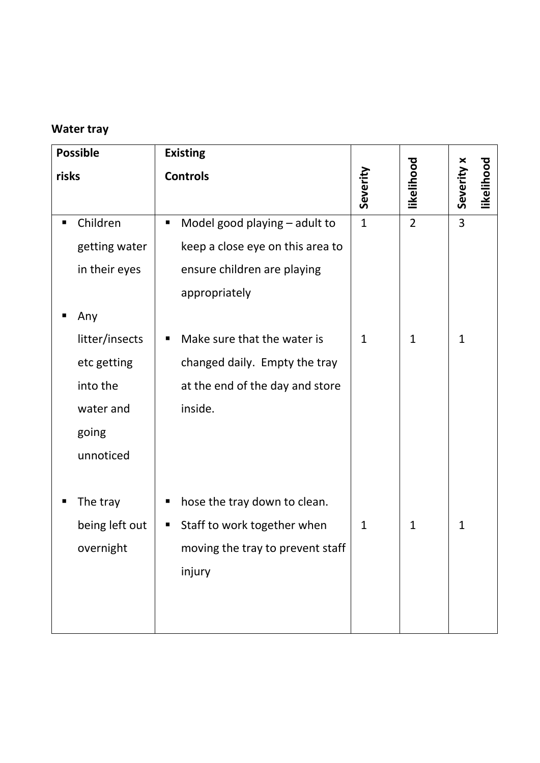**Water tray**

| Possible risks | Existing Controls | Severity | likelihood | Severity x likelihood |
|---|---|---|---|---|
| ▪ Children getting water in their eyes | ▪ Model good playing – adult to keep a close eye on this area to ensure children are playing appropriately | 1 | 2 | 3 |
| ▪ Any litter/insects etc getting into the water and going unnoticed | ▪ Make sure that the water is changed daily. Empty the tray at the end of the day and store inside. | 1 | 1 | 1 |
| ▪ The tray being left out overnight | ▪ hose the tray down to clean.<br>▪ Staff to work together when moving the tray to prevent staff injury | 1 | 1 | 1 |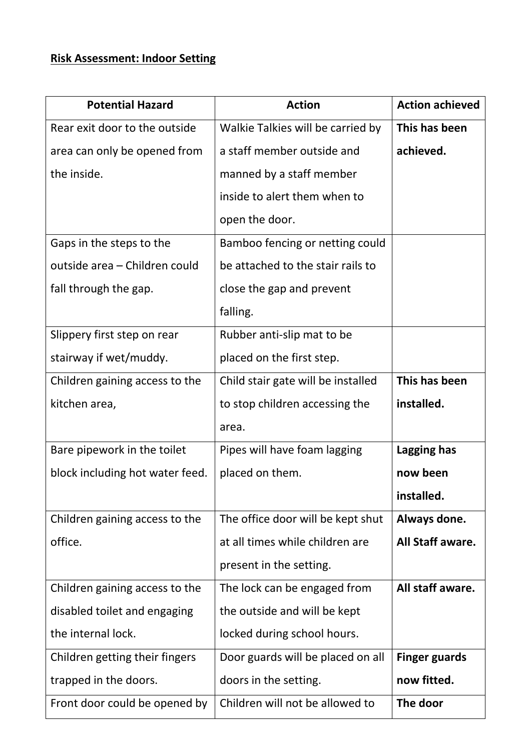**Risk Assessment: Indoor Setting**

| Potential Hazard | Action | Action achieved |
|---|---|---|
| Rear exit door to the outside area can only be opened from the inside. | Walkie Talkies will be carried by a staff member outside and manned by a staff member inside to alert them when to open the door. | **This has been achieved.** |
| Gaps in the steps to the outside area – Children could fall through the gap. | Bamboo fencing or netting could be attached to the stair rails to close the gap and prevent falling. | |
| Slippery first step on rear stairway if wet/muddy. | Rubber anti-slip mat to be placed on the first step. | |
| Children gaining access to the kitchen area, | Child stair gate will be installed to stop children accessing the area. | **This has been installed.** |
| Bare pipework in the toilet block including hot water feed. | Pipes will have foam lagging placed on them. | **Lagging has now been installed.** |
| Children gaining access to the office. | The office door will be kept shut at all times while children are present in the setting. | **Always done. All Staff aware.** |
| Children gaining access to the disabled toilet and engaging the internal lock. | The lock can be engaged from the outside and will be kept locked during school hours. | **All staff aware.** |
| Children getting their fingers trapped in the doors. | Door guards will be placed on all doors in the setting. | **Finger guards now fitted.** |
| Front door could be opened by | Children will not be allowed to | **The door** |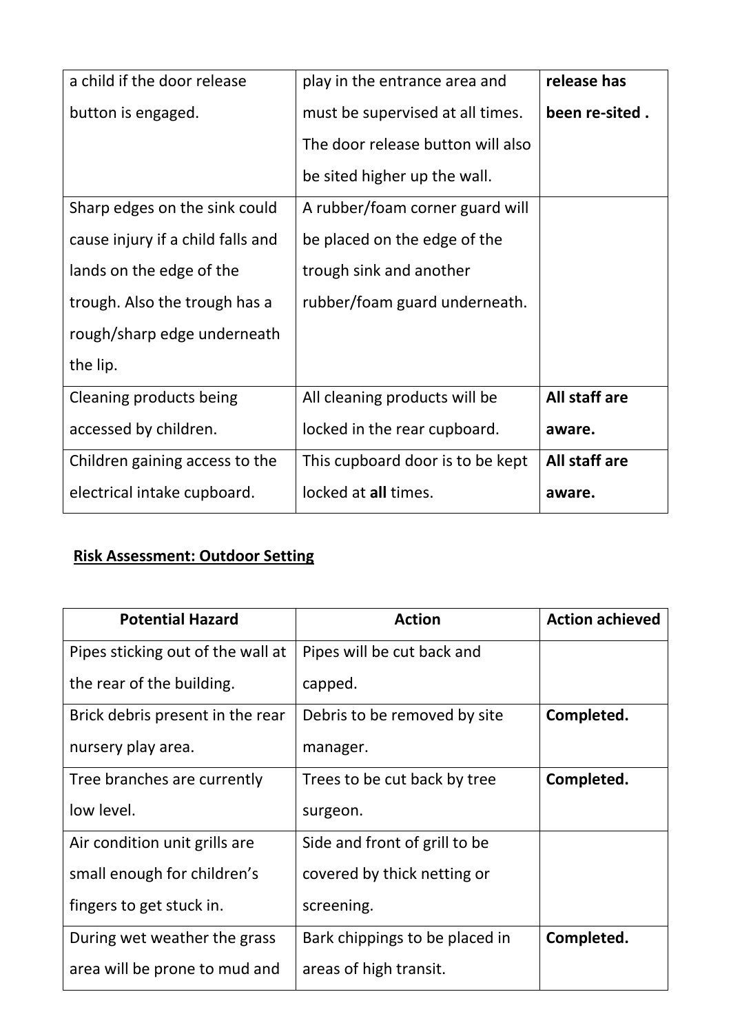| | | |
|---|---|---|
| a child if the door release button is engaged. | play in the entrance area and must be supervised at all times. The door release button will also be sited higher up the wall. | **release has been re-sited .** |
| Sharp edges on the sink could cause injury if a child falls and lands on the edge of the trough. Also the trough has a rough/sharp edge underneath the lip. | A rubber/foam corner guard will be placed on the edge of the trough sink and another rubber/foam guard underneath. | |
| Cleaning products being accessed by children. | All cleaning products will be locked in the rear cupboard. | **All staff are aware.** |
| Children gaining access to the electrical intake cupboard. | This cupboard door is to be kept locked at **all** times. | **All staff are aware.** |

## Risk Assessment: Outdoor Setting

| Potential Hazard | Action | Action achieved |
|---|---|---|
| Pipes sticking out of the wall at the rear of the building. | Pipes will be cut back and capped. | |
| Brick debris present in the rear nursery play area. | Debris to be removed by site manager. | **Completed.** |
| Tree branches are currently low level. | Trees to be cut back by tree surgeon. | **Completed.** |
| Air condition unit grills are small enough for children's fingers to get stuck in. | Side and front of grill to be covered by thick netting or screening. | |
| During wet weather the grass area will be prone to mud and | Bark chippings to be placed in areas of high transit. | **Completed.** |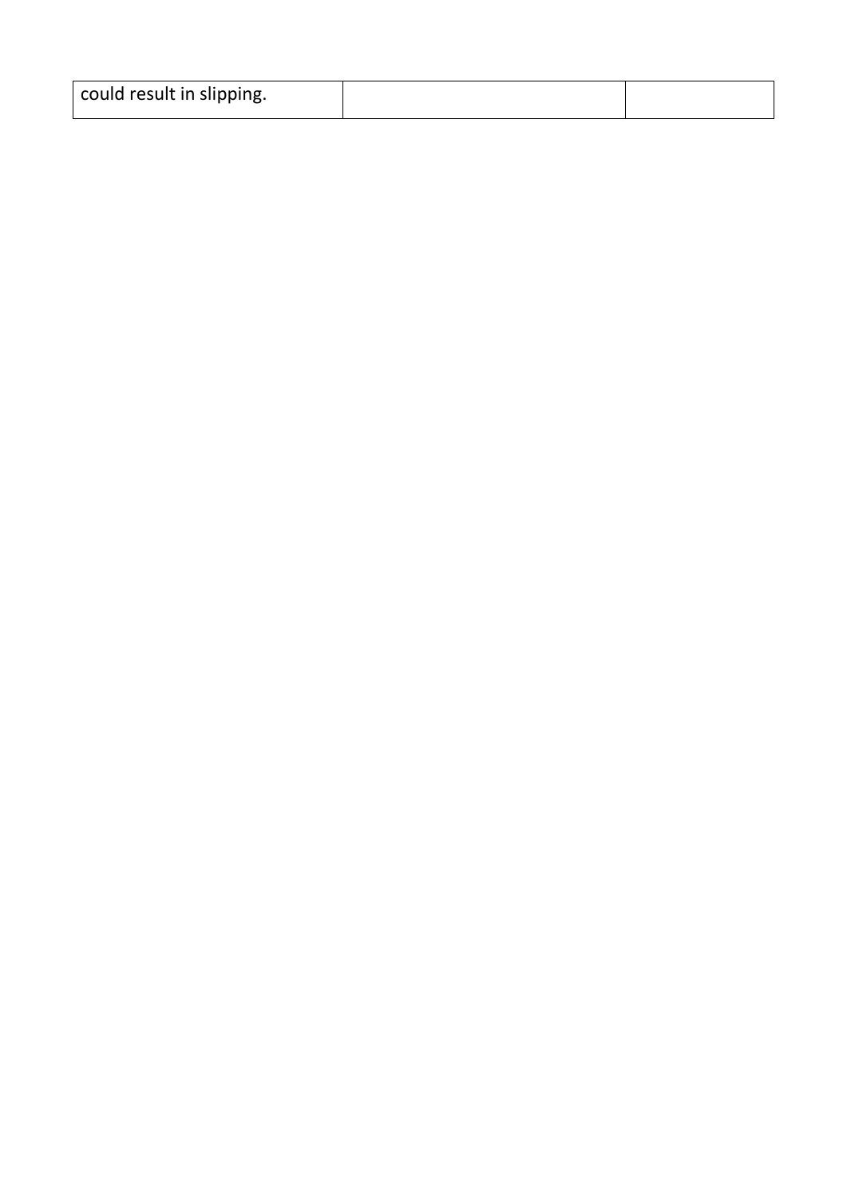| | | |
|---|---|---|
| could result in slipping. | | |